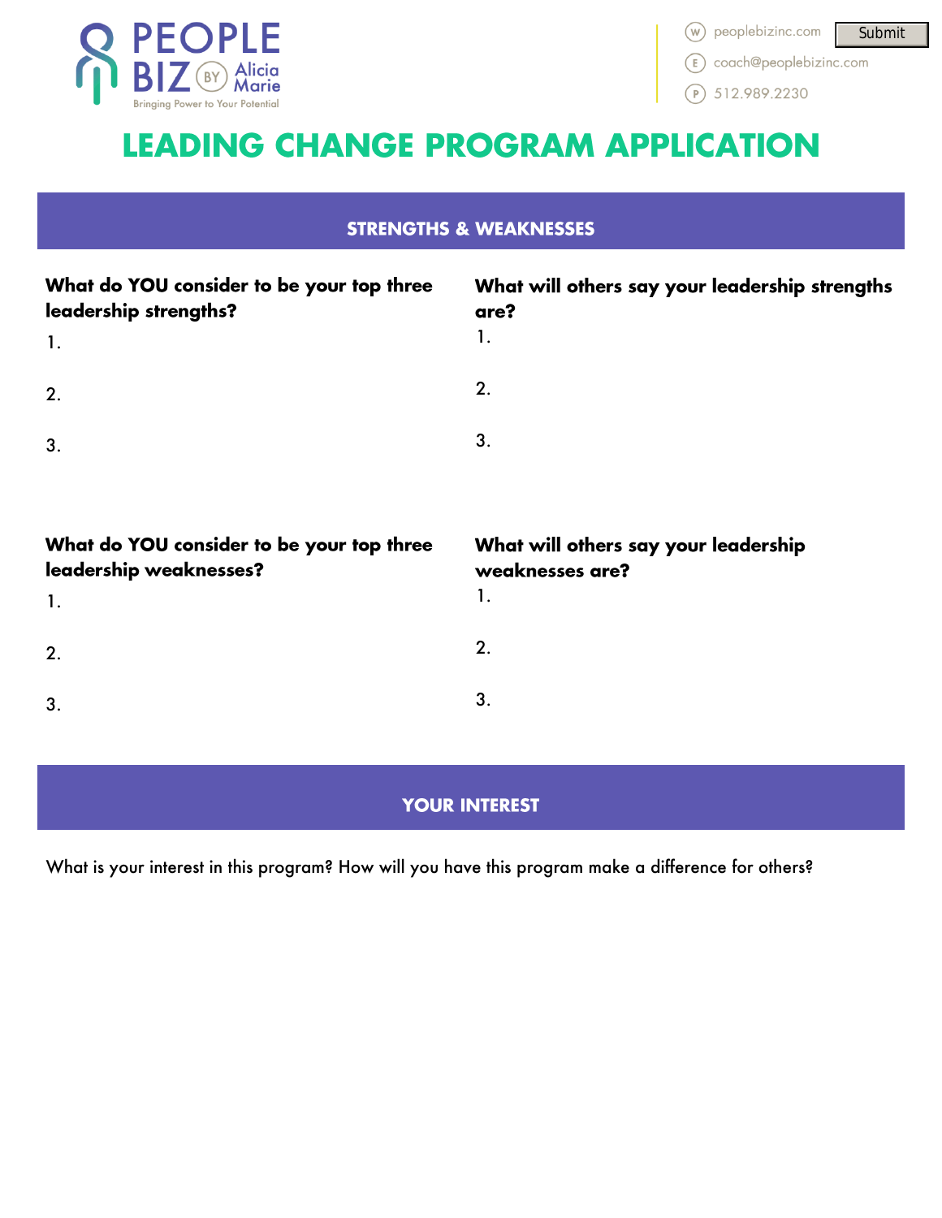PEOPLE BIZ BY Alicia Marie

Bringing Power to Your Potential

W peoplebizinc.com
E coach@peoplebizinc.com
P 512.989.2230

Submit

# LEADING CHANGE PROGRAM APPLICATION

## STRENGTHS & WEAKNESSES

**What do YOU consider to be your top three leadership strengths?**

1.

2.

3.

**What will others say your leadership strengths are?**

1.

2.

3.

**What do YOU consider to be your top three leadership weaknesses?**

1.

2.

3.

**What will others say your leadership weaknesses are?**

1.

2.

3.

## YOUR INTEREST

What is your interest in this program? How will you have this program make a difference for others?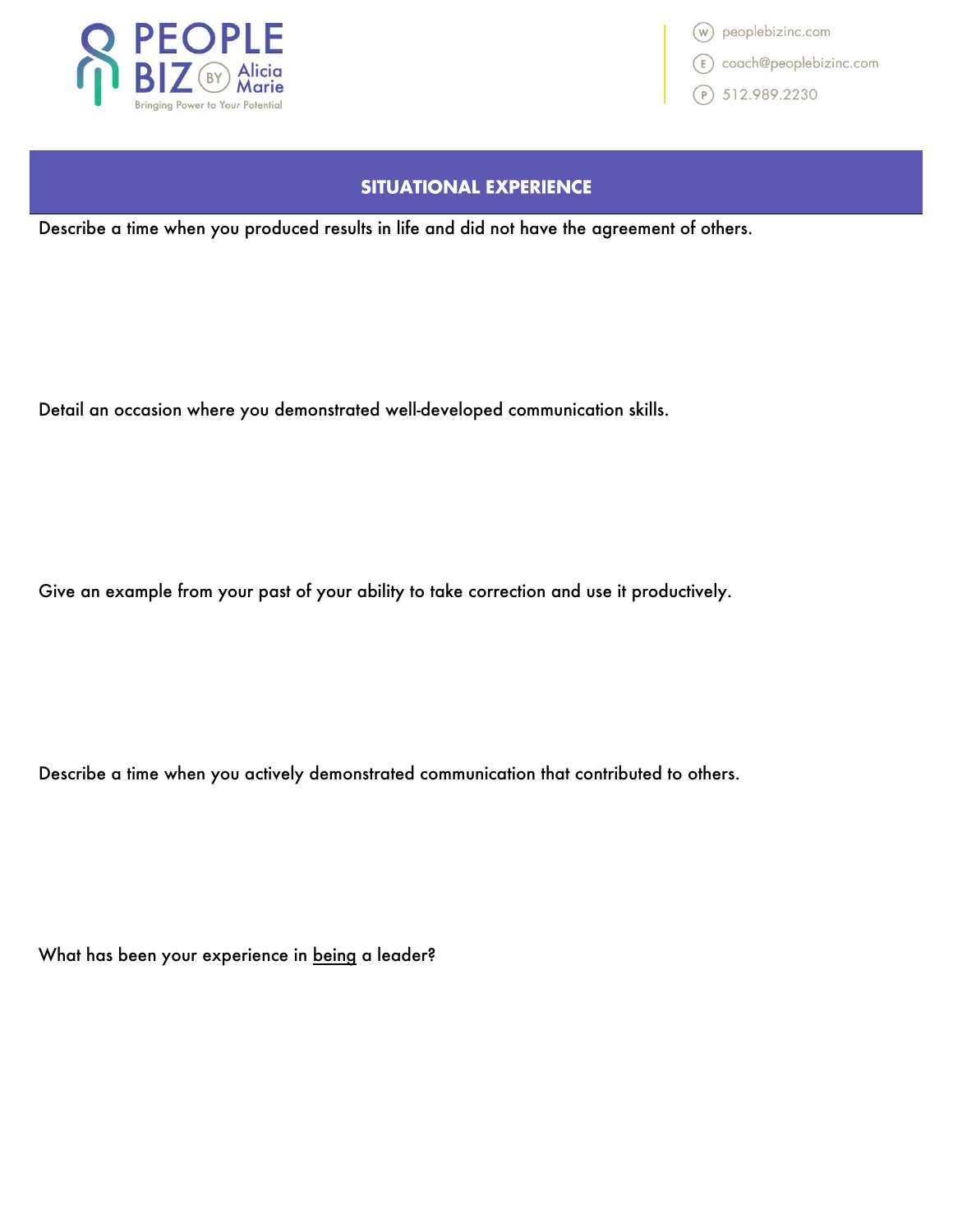## SITUATIONAL EXPERIENCE

Describe a time when you produced results in life and did not have the agreement of others.

Detail an occasion where you demonstrated well-developed communication skills.

Give an example from your past of your ability to take correction and use it productively.

Describe a time when you actively demonstrated communication that contributed to others.

What has been your experience in <u>being</u> a leader?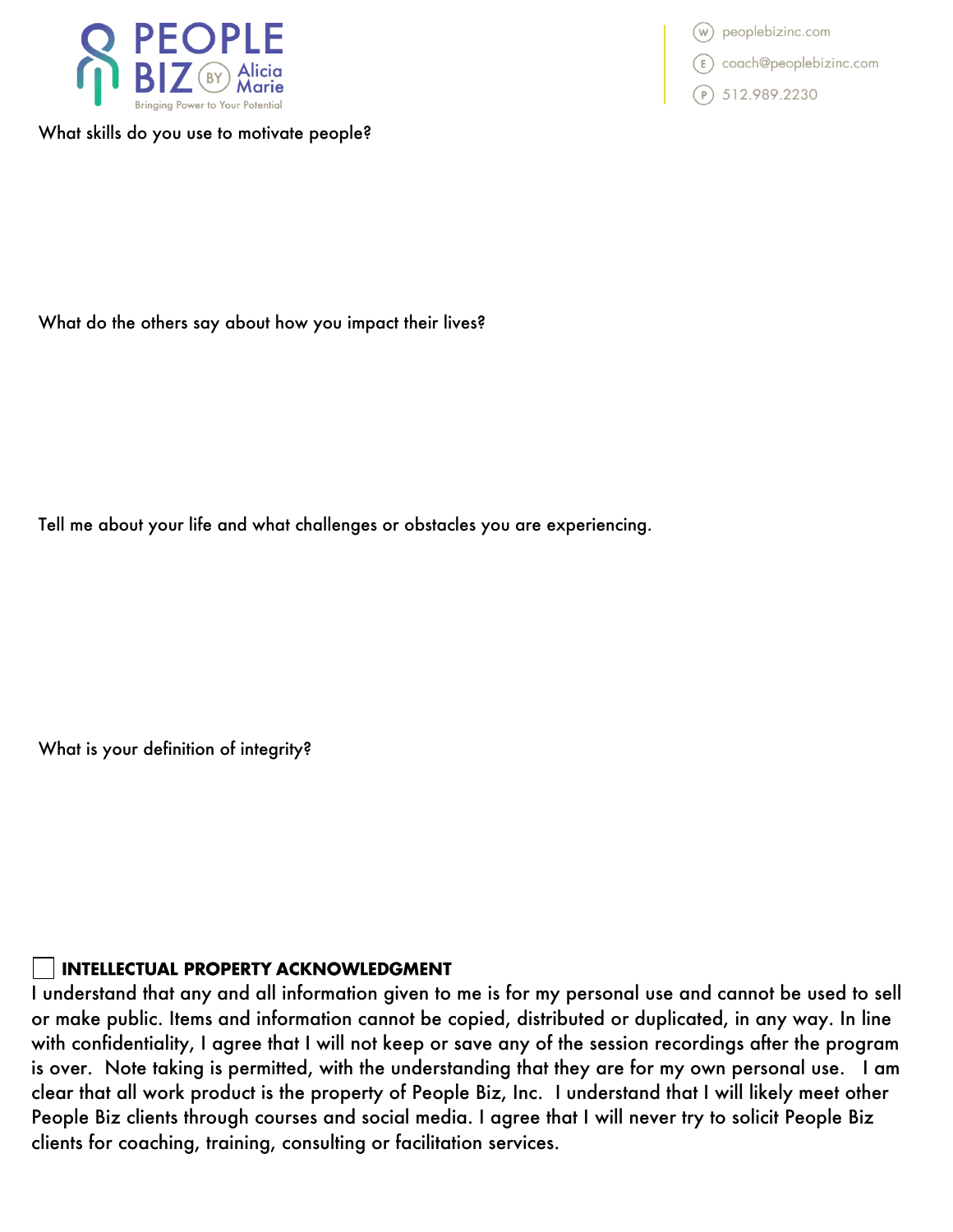What skills do you use to motivate people?

What do the others say about how you impact their lives?

Tell me about your life and what challenges or obstacles you are experiencing.

What is your definition of integrity?

☐ **INTELLECTUAL PROPERTY ACKNOWLEDGMENT**

I understand that any and all information given to me is for my personal use and cannot be used to sell or make public. Items and information cannot be copied, distributed or duplicated, in any way. In line with confidentiality, I agree that I will not keep or save any of the session recordings after the program is over. Note taking is permitted, with the understanding that they are for my own personal use. I am clear that all work product is the property of People Biz, Inc. I understand that I will likely meet other People Biz clients through courses and social media. I agree that I will never try to solicit People Biz clients for coaching, training, consulting or facilitation services.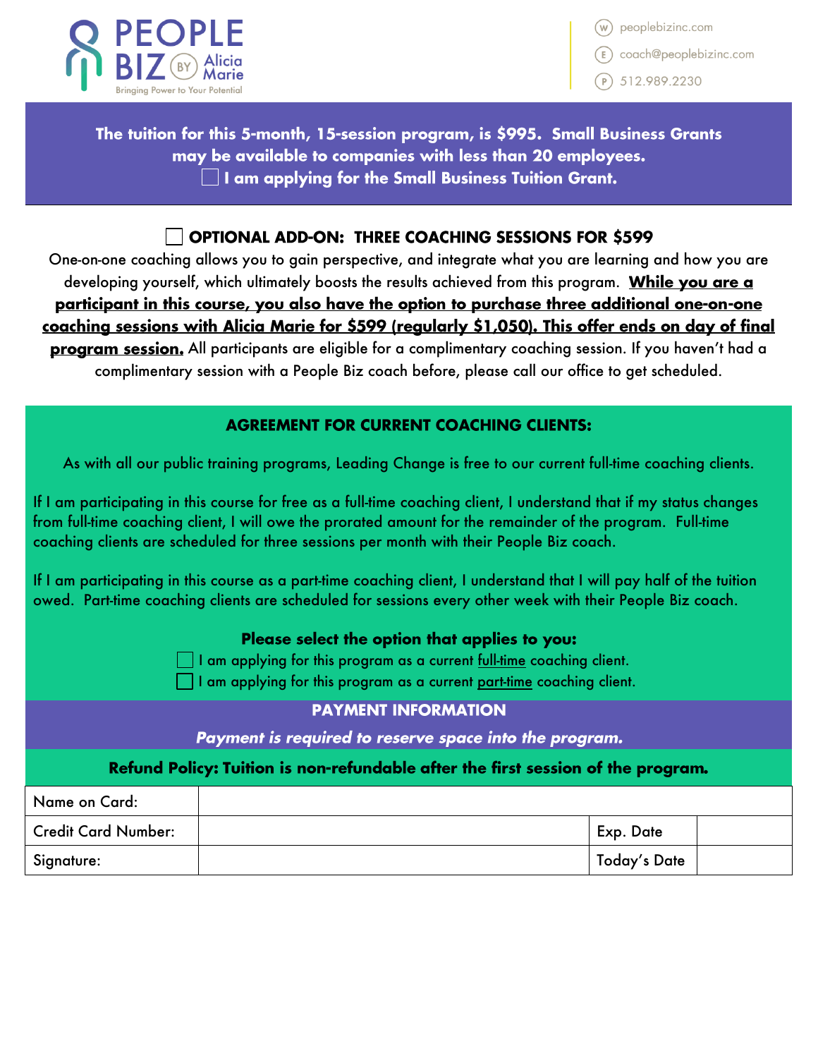PEOPLE BIZ BY Alicia Marie
Bringing Power to Your Potential

(W) peoplebizinc.com
(E) coach@peoplebizinc.com
(P) 512.989.2230

**The tuition for this 5-month, 15-session program, is $995. Small Business Grants may be available to companies with less than 20 employees.**
**☐ I am applying for the Small Business Tuition Grant.**

## ☐ OPTIONAL ADD-ON: THREE COACHING SESSIONS FOR $599

One-on-one coaching allows you to gain perspective, and integrate what you are learning and how you are developing yourself, which ultimately boosts the results achieved from this program. **<u>While you are a participant in this course, you also have the option to purchase three additional one-on-one coaching sessions with Alicia Marie for $599 (regularly $1,050). This offer ends on day of final program session.</u>** All participants are eligible for a complimentary coaching session. If you haven't had a complimentary session with a People Biz coach before, please call our office to get scheduled.

## AGREEMENT FOR CURRENT COACHING CLIENTS:

As with all our public training programs, Leading Change is free to our current full-time coaching clients.

If I am participating in this course for free as a full-time coaching client, I understand that if my status changes from full-time coaching client, I will owe the prorated amount for the remainder of the program. Full-time coaching clients are scheduled for three sessions per month with their People Biz coach.

If I am participating in this course as a part-time coaching client, I understand that I will pay half of the tuition owed. Part-time coaching clients are scheduled for sessions every other week with their People Biz coach.

**Please select the option that applies to you:**

☐ I am applying for this program as a current <u>full-time</u> coaching client.
☐ I am applying for this program as a current <u>part-time</u> coaching client.

## PAYMENT INFORMATION

***Payment is required to reserve space into the program.***

**Refund Policy: Tuition is non-refundable after the first session of the program.**

| Name on Card: | | | |
|---|---|---|---|
| Credit Card Number: | | Exp. Date | |
| Signature: | | Today's Date | |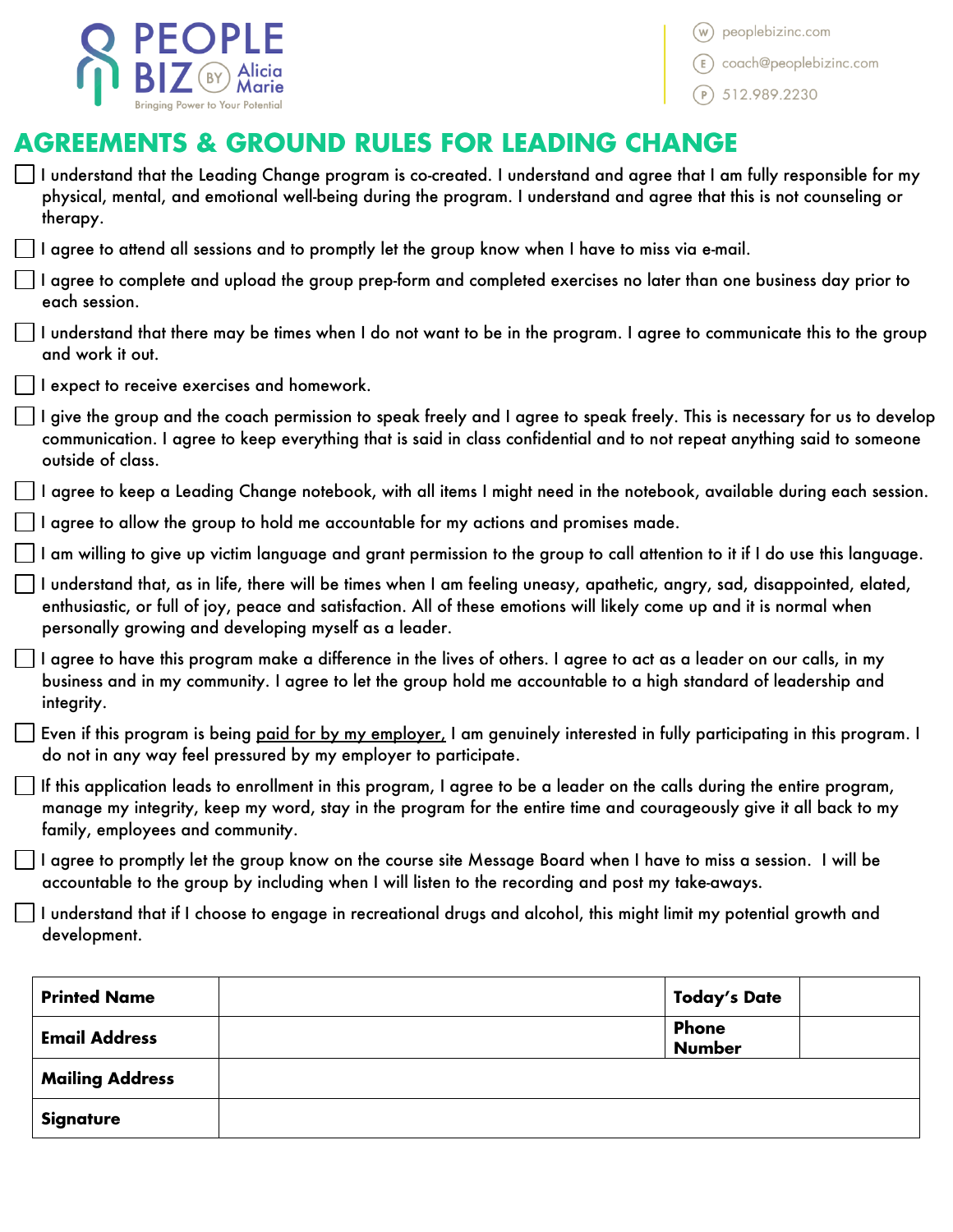PEOPLE BIZ BY Alicia Marie
Bringing Power to Your Potential

(W) peoplebizinc.com
(E) coach@peoplebizinc.com
(P) 512.989.2230

# AGREEMENTS & GROUND RULES FOR LEADING CHANGE

- ☐ I understand that the Leading Change program is co-created. I understand and agree that I am fully responsible for my physical, mental, and emotional well-being during the program. I understand and agree that this is not counseling or therapy.
- ☐ I agree to attend all sessions and to promptly let the group know when I have to miss via e-mail.
- ☐ I agree to complete and upload the group prep-form and completed exercises no later than one business day prior to each session.
- ☐ I understand that there may be times when I do not want to be in the program. I agree to communicate this to the group and work it out.
- ☐ I expect to receive exercises and homework.
- ☐ I give the group and the coach permission to speak freely and I agree to speak freely. This is necessary for us to develop communication. I agree to keep everything that is said in class confidential and to not repeat anything said to someone outside of class.
- ☐ I agree to keep a Leading Change notebook, with all items I might need in the notebook, available during each session.
- ☐ I agree to allow the group to hold me accountable for my actions and promises made.
- ☐ I am willing to give up victim language and grant permission to the group to call attention to it if I do use this language.
- ☐ I understand that, as in life, there will be times when I am feeling uneasy, apathetic, angry, sad, disappointed, elated, enthusiastic, or full of joy, peace and satisfaction. All of these emotions will likely come up and it is normal when personally growing and developing myself as a leader.
- ☐ I agree to have this program make a difference in the lives of others. I agree to act as a leader on our calls, in my business and in my community. I agree to let the group hold me accountable to a high standard of leadership and integrity.
- ☐ Even if this program is being <u>paid for by my employer,</u> I am genuinely interested in fully participating in this program. I do not in any way feel pressured by my employer to participate.
- ☐ If this application leads to enrollment in this program, I agree to be a leader on the calls during the entire program, manage my integrity, keep my word, stay in the program for the entire time and courageously give it all back to my family, employees and community.
- ☐ I agree to promptly let the group know on the course site Message Board when I have to miss a session. I will be accountable to the group by including when I will listen to the recording and post my take-aways.
- ☐ I understand that if I choose to engage in recreational drugs and alcohol, this might limit my potential growth and development.

| | | | |
|---|---|---|---|
| **Printed Name** | | **Today's Date** | |
| **Email Address** | | **Phone Number** | |
| **Mailing Address** | | | |
| **Signature** | | | |